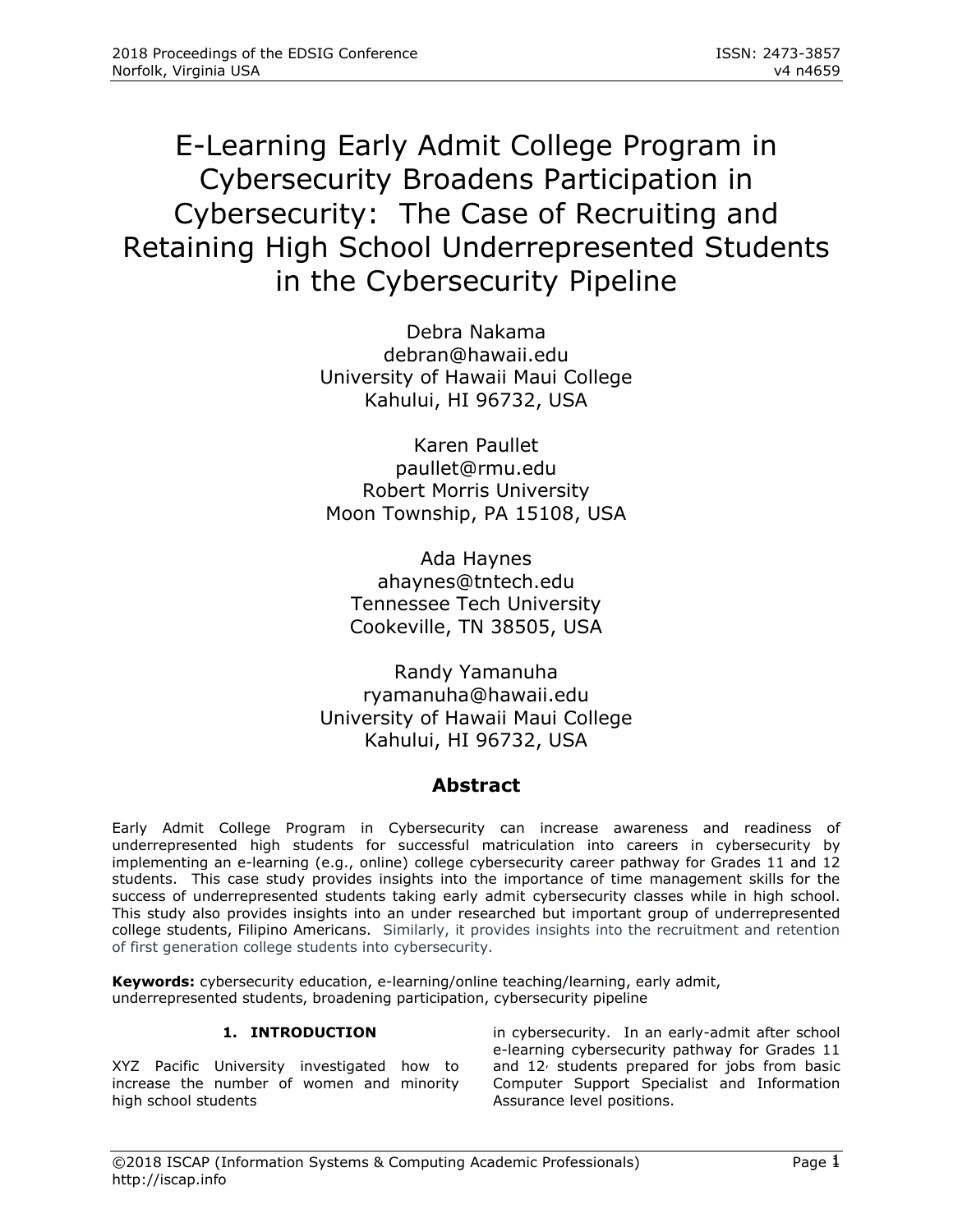# E-Learning Early Admit College Program in Cybersecurity Broadens Participation in Cybersecurity: The Case of Recruiting and Retaining High School Underrepresented Students in the Cybersecurity Pipeline

Debra Nakama
debran@hawaii.edu
University of Hawaii Maui College
Kahului, HI 96732, USA

Karen Paullet
paullet@rmu.edu
Robert Morris University
Moon Township, PA 15108, USA

Ada Haynes
ahaynes@tntech.edu
Tennessee Tech University
Cookeville, TN 38505, USA

Randy Yamanuha
ryamanuha@hawaii.edu
University of Hawaii Maui College
Kahului, HI 96732, USA

## Abstract

Early Admit College Program in Cybersecurity can increase awareness and readiness of underrepresented high students for successful matriculation into careers in cybersecurity by implementing an e-learning (e.g., online) college cybersecurity career pathway for Grades 11 and 12 students. This case study provides insights into the importance of time management skills for the success of underrepresented students taking early admit cybersecurity classes while in high school. This study also provides insights into an under researched but important group of underrepresented college students, Filipino Americans. Similarly, it provides insights into the recruitment and retention of first generation college students into cybersecurity.

**Keywords:** cybersecurity education, e-learning/online teaching/learning, early admit, underrepresented students, broadening participation, cybersecurity pipeline

## 1. INTRODUCTION

XYZ Pacific University investigated how to increase the number of women and minority high school students in cybersecurity. In an early-admit after school e-learning cybersecurity pathway for Grades 11 and 12, students prepared for jobs from basic Computer Support Specialist and Information Assurance level positions.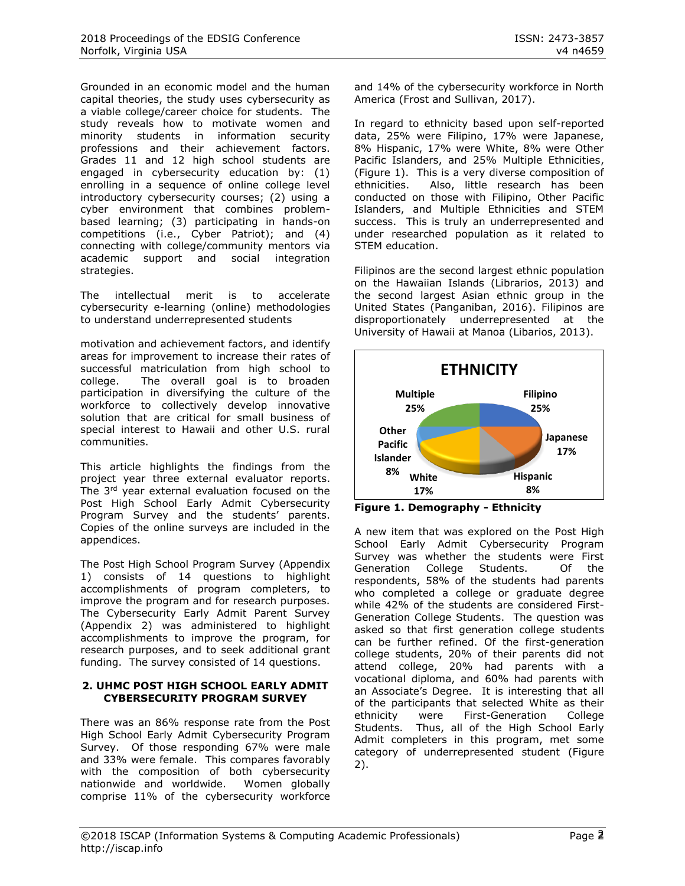Grounded in an economic model and the human capital theories, the study uses cybersecurity as a viable college/career choice for students. The study reveals how to motivate women and minority students in information security professions and their achievement factors. Grades 11 and 12 high school students are engaged in cybersecurity education by: (1) enrolling in a sequence of online college level introductory cybersecurity courses; (2) using a cyber environment that combines problem-based learning; (3) participating in hands-on competitions (i.e., Cyber Patriot); and (4) connecting with college/community mentors via academic support and social integration strategies.

The intellectual merit is to accelerate cybersecurity e-learning (online) methodologies to understand underrepresented students

motivation and achievement factors, and identify areas for improvement to increase their rates of successful matriculation from high school to college. The overall goal is to broaden participation in diversifying the culture of the workforce to collectively develop innovative solution that are critical for small business of special interest to Hawaii and other U.S. rural communities.

This article highlights the findings from the project year three external evaluator reports. The 3rd year external evaluation focused on the Post High School Early Admit Cybersecurity Program Survey and the students' parents. Copies of the online surveys are included in the appendices.

The Post High School Program Survey (Appendix 1) consists of 14 questions to highlight accomplishments of program completers, to improve the program and for research purposes. The Cybersecurity Early Admit Parent Survey (Appendix 2) was administered to highlight accomplishments to improve the program, for research purposes, and to seek additional grant funding. The survey consisted of 14 questions.

## 2. UHMC POST HIGH SCHOOL EARLY ADMIT CYBERSECURITY PROGRAM SURVEY

There was an 86% response rate from the Post High School Early Admit Cybersecurity Program Survey. Of those responding 67% were male and 33% were female. This compares favorably with the composition of both cybersecurity nationwide and worldwide. Women globally comprise 11% of the cybersecurity workforce and 14% of the cybersecurity workforce in North America (Frost and Sullivan, 2017).

In regard to ethnicity based upon self-reported data, 25% were Filipino, 17% were Japanese, 8% Hispanic, 17% were White, 8% were Other Pacific Islanders, and 25% Multiple Ethnicities, (Figure 1). This is a very diverse composition of ethnicities. Also, little research has been conducted on those with Filipino, Other Pacific Islanders, and Multiple Ethnicities and STEM success. This is truly an underrepresented and under researched population as it related to STEM education.

Filipinos are the second largest ethnic population on the Hawaiian Islands (Librarios, 2013) and the second largest Asian ethnic group in the United States (Panganiban, 2016). Filipinos are disproportionately underrepresented at the University of Hawaii at Manoa (Libarios, 2013).

**ETHNICITY**

| Ethnicity | Percent |
|---|---|
| Filipino | 25% |
| Japanese | 17% |
| Hispanic | 8% |
| White | 17% |
| Other Pacific Islander | 8% |
| Multiple | 25% |

**Figure 1. Demography - Ethnicity**

A new item that was explored on the Post High School Early Admit Cybersecurity Program Survey was whether the students were First Generation College Students. Of the respondents, 58% of the students had parents who completed a college or graduate degree while 42% of the students are considered First-Generation College Students. The question was asked so that first generation college students can be further refined. Of the first-generation college students, 20% of their parents did not attend college, 20% had parents with a vocational diploma, and 60% had parents with an Associate's Degree. It is interesting that all of the participants that selected White as their ethnicity were First-Generation College Students. Thus, all of the High School Early Admit completers in this program, met some category of underrepresented student (Figure 2).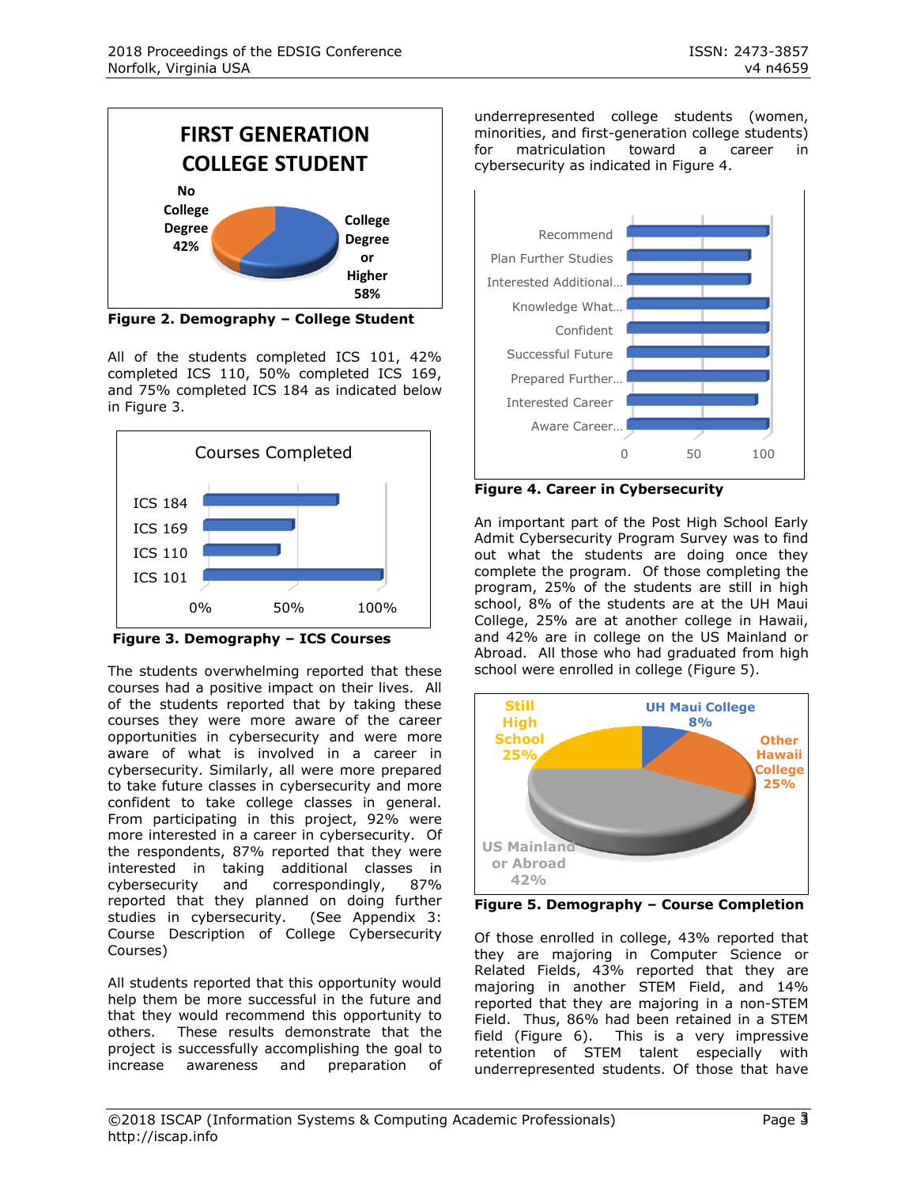Figure 2. Demography – College Student

All of the students completed ICS 101, 42% completed ICS 110, 50% completed ICS 169, and 75% completed ICS 184 as indicated below in Figure 3.

Figure 3. Demography – ICS Courses

The students overwhelming reported that these courses had a positive impact on their lives. All of the students reported that by taking these courses they were more aware of the career opportunities in cybersecurity and were more aware of what is involved in a career in cybersecurity. Similarly, all were more prepared to take future classes in cybersecurity and more confident to take college classes in general. From participating in this project, 92% were more interested in a career in cybersecurity. Of the respondents, 87% reported that they were interested in taking additional classes in cybersecurity and correspondingly, 87% reported that they planned on doing further studies in cybersecurity. (See Appendix 3: Course Description of College Cybersecurity Courses)

All students reported that this opportunity would help them be more successful in the future and that they would recommend this opportunity to others. These results demonstrate that the project is successfully accomplishing the goal to increase awareness and preparation of underrepresented college students (women, minorities, and first-generation college students) for matriculation toward a career in cybersecurity as indicated in Figure 4.

Figure 4. Career in Cybersecurity

An important part of the Post High School Early Admit Cybersecurity Program Survey was to find out what the students are doing once they complete the program. Of those completing the program, 25% of the students are still in high school, 8% of the students are at the UH Maui College, 25% are at another college in Hawaii, and 42% are in college on the US Mainland or Abroad. All those who had graduated from high school were enrolled in college (Figure 5).

Figure 5. Demography – Course Completion

Of those enrolled in college, 43% reported that they are majoring in Computer Science or Related Fields, 43% reported that they are majoring in another STEM Field, and 14% reported that they are majoring in a non-STEM Field. Thus, 86% had been retained in a STEM field (Figure 6). This is a very impressive retention of STEM talent especially with underrepresented students. Of those that have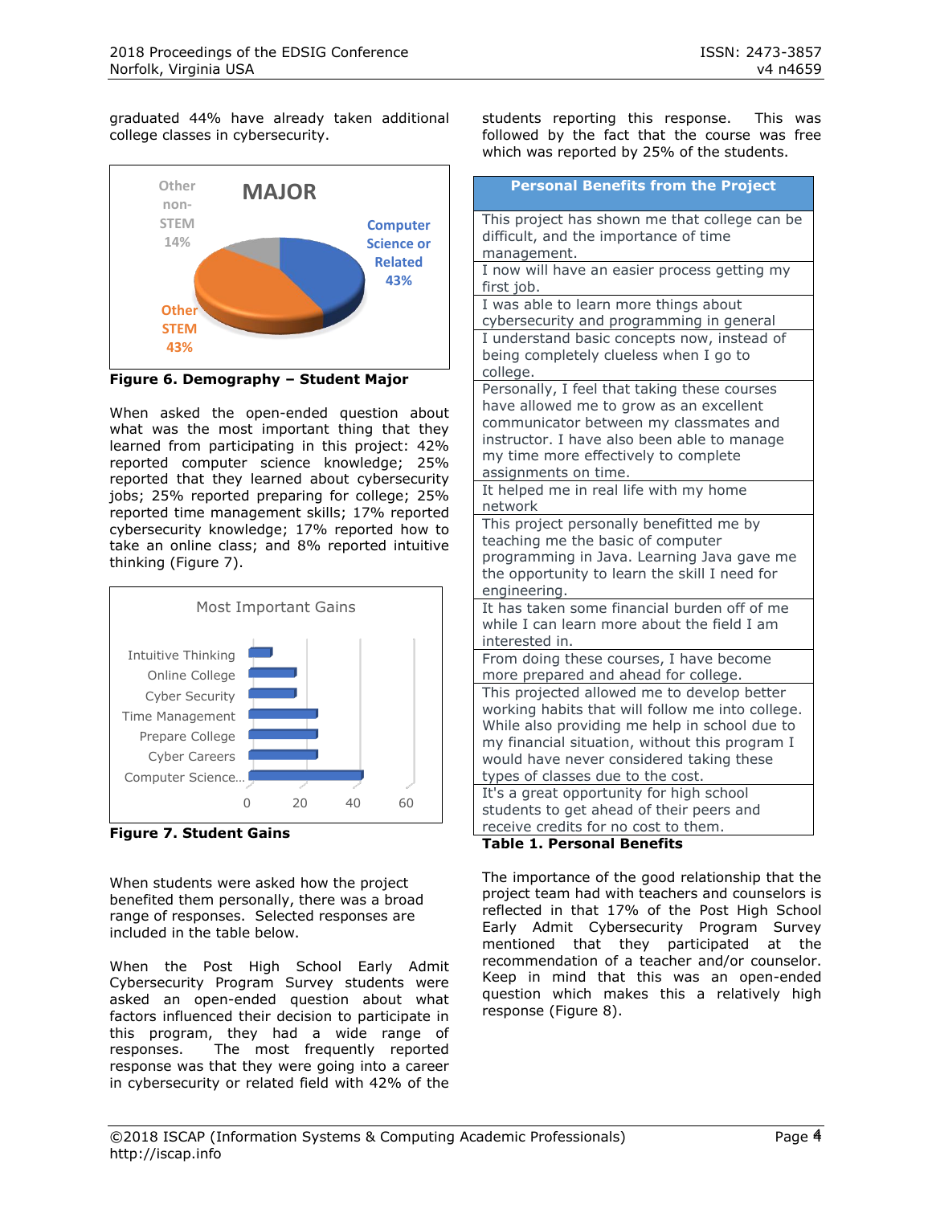graduated 44% have already taken additional college classes in cybersecurity.

Figure 6. Demography – Student Major

When asked the open-ended question about what was the most important thing that they learned from participating in this project: 42% reported computer science knowledge; 25% reported that they learned about cybersecurity jobs; 25% reported preparing for college; 25% reported time management skills; 17% reported cybersecurity knowledge; 17% reported how to take an online class; and 8% reported intuitive thinking (Figure 7).

Figure 7. Student Gains

When students were asked how the project benefited them personally, there was a broad range of responses. Selected responses are included in the table below.

When the Post High School Early Admit Cybersecurity Program Survey students were asked an open-ended question about what factors influenced their decision to participate in this program, they had a wide range of responses. The most frequently reported response was that they were going into a career in cybersecurity or related field with 42% of the students reporting this response. This was followed by the fact that the course was free which was reported by 25% of the students.

| Personal Benefits from the Project |
|---|
| This project has shown me that college can be difficult, and the importance of time management. |
| I now will have an easier process getting my first job. |
| I was able to learn more things about cybersecurity and programming in general |
| I understand basic concepts now, instead of being completely clueless when I go to college. |
| Personally, I feel that taking these courses have allowed me to grow as an excellent communicator between my classmates and instructor. I have also been able to manage my time more effectively to complete assignments on time. |
| It helped me in real life with my home network |
| This project personally benefitted me by teaching me the basic of computer programming in Java. Learning Java gave me the opportunity to learn the skill I need for engineering. |
| It has taken some financial burden off of me while I can learn more about the field I am interested in. |
| From doing these courses, I have become more prepared and ahead for college. |
| This projected allowed me to develop better working habits that will follow me into college. While also providing me help in school due to my financial situation, without this program I would have never considered taking these types of classes due to the cost. |
| It's a great opportunity for high school students to get ahead of their peers and receive credits for no cost to them. |

**Table 1. Personal Benefits**

The importance of the good relationship that the project team had with teachers and counselors is reflected in that 17% of the Post High School Early Admit Cybersecurity Program Survey mentioned that they participated at the recommendation of a teacher and/or counselor. Keep in mind that this was an open-ended question which makes this a relatively high response (Figure 8).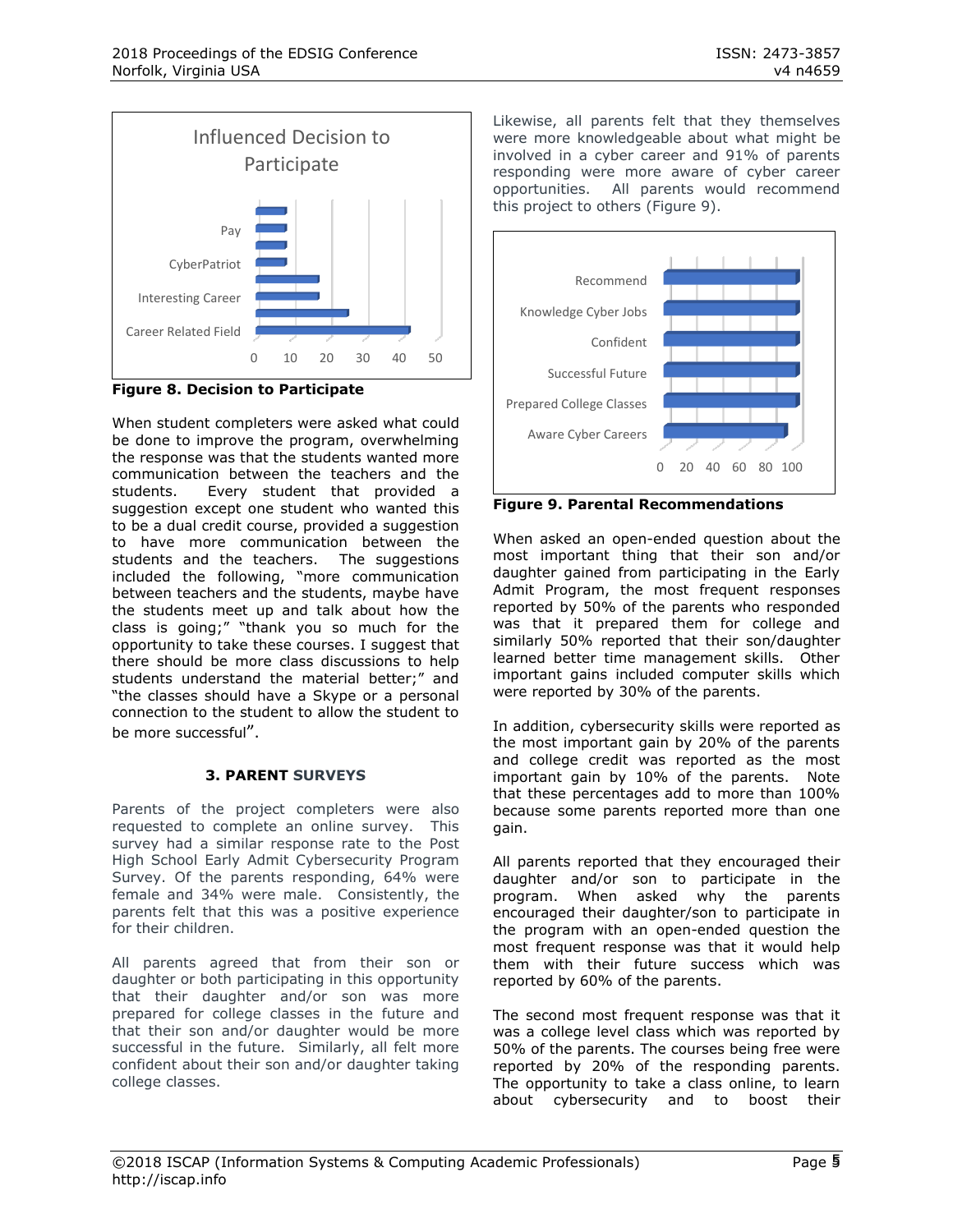Influenced Decision to Participate

**Figure 8. Decision to Participate**

When student completers were asked what could be done to improve the program, overwhelming the response was that the students wanted more communication between the teachers and the students. Every student that provided a suggestion except one student who wanted this to be a dual credit course, provided a suggestion to have more communication between the students and the teachers. The suggestions included the following, "more communication between teachers and the students, maybe have the students meet up and talk about how the class is going;" "thank you so much for the opportunity to take these courses. I suggest that there should be more class discussions to help students understand the material better;" and "the classes should have a Skype or a personal connection to the student to allow the student to be more successful".

### 3. PARENT SURVEYS

Parents of the project completers were also requested to complete an online survey. This survey had a similar response rate to the Post High School Early Admit Cybersecurity Program Survey. Of the parents responding, 64% were female and 34% were male. Consistently, the parents felt that this was a positive experience for their children.

All parents agreed that from their son or daughter or both participating in this opportunity that their daughter and/or son was more prepared for college classes in the future and that their son and/or daughter would be more successful in the future. Similarly, all felt more confident about their son and/or daughter taking college classes.

Likewise, all parents felt that they themselves were more knowledgeable about what might be involved in a cyber career and 91% of parents responding were more aware of cyber career opportunities. All parents would recommend this project to others (Figure 9).

**Figure 9. Parental Recommendations**

When asked an open-ended question about the most important thing that their son and/or daughter gained from participating in the Early Admit Program, the most frequent responses reported by 50% of the parents who responded was that it prepared them for college and similarly 50% reported that their son/daughter learned better time management skills. Other important gains included computer skills which were reported by 30% of the parents.

In addition, cybersecurity skills were reported as the most important gain by 20% of the parents and college credit was reported as the most important gain by 10% of the parents. Note that these percentages add to more than 100% because some parents reported more than one gain.

All parents reported that they encouraged their daughter and/or son to participate in the program. When asked why the parents encouraged their daughter/son to participate in the program with an open-ended question the most frequent response was that it would help them with their future success which was reported by 60% of the parents.

The second most frequent response was that it was a college level class which was reported by 50% of the parents. The courses being free were reported by 20% of the responding parents. The opportunity to take a class online, to learn about cybersecurity and to boost their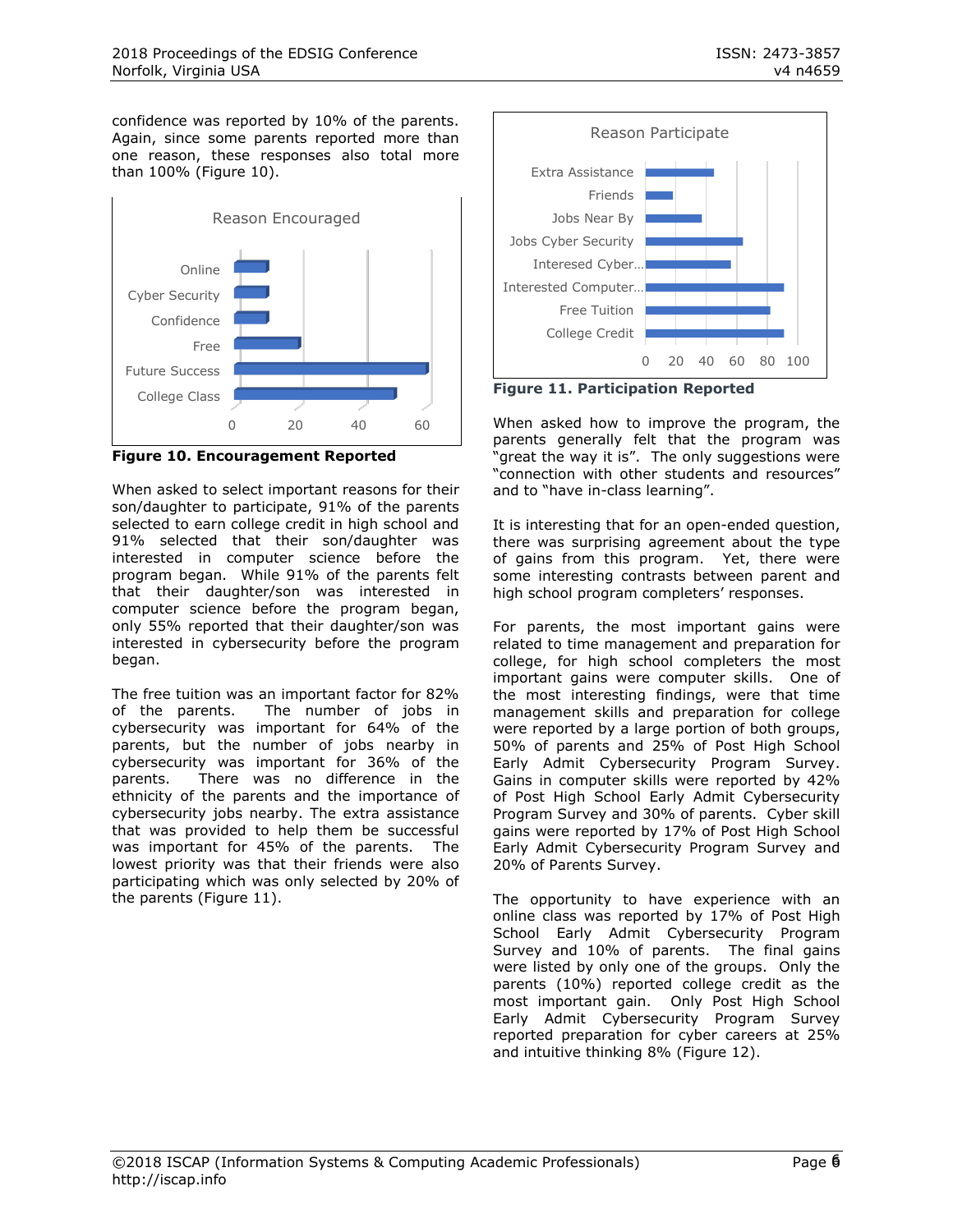confidence was reported by 10% of the parents. Again, since some parents reported more than one reason, these responses also total more than 100% (Figure 10).

**Figure 10. Encouragement Reported**

When asked to select important reasons for their son/daughter to participate, 91% of the parents selected to earn college credit in high school and 91% selected that their son/daughter was interested in computer science before the program began. While 91% of the parents felt that their daughter/son was interested in computer science before the program began, only 55% reported that their daughter/son was interested in cybersecurity before the program began.

The free tuition was an important factor for 82% of the parents. The number of jobs in cybersecurity was important for 64% of the parents, but the number of jobs nearby in cybersecurity was important for 36% of the parents. There was no difference in the ethnicity of the parents and the importance of cybersecurity jobs nearby. The extra assistance that was provided to help them be successful was important for 45% of the parents. The lowest priority was that their friends were also participating which was only selected by 20% of the parents (Figure 11).

**Figure 11. Participation Reported**

When asked how to improve the program, the parents generally felt that the program was "great the way it is". The only suggestions were "connection with other students and resources" and to "have in-class learning".

It is interesting that for an open-ended question, there was surprising agreement about the type of gains from this program. Yet, there were some interesting contrasts between parent and high school program completers' responses.

For parents, the most important gains were related to time management and preparation for college, for high school completers the most important gains were computer skills. One of the most interesting findings, were that time management skills and preparation for college were reported by a large portion of both groups, 50% of parents and 25% of Post High School Early Admit Cybersecurity Program Survey. Gains in computer skills were reported by 42% of Post High School Early Admit Cybersecurity Program Survey and 30% of parents. Cyber skill gains were reported by 17% of Post High School Early Admit Cybersecurity Program Survey and 20% of Parents Survey.

The opportunity to have experience with an online class was reported by 17% of Post High School Early Admit Cybersecurity Program Survey and 10% of parents. The final gains were listed by only one of the groups. Only the parents (10%) reported college credit as the most important gain. Only Post High School Early Admit Cybersecurity Program Survey reported preparation for cyber careers at 25% and intuitive thinking 8% (Figure 12).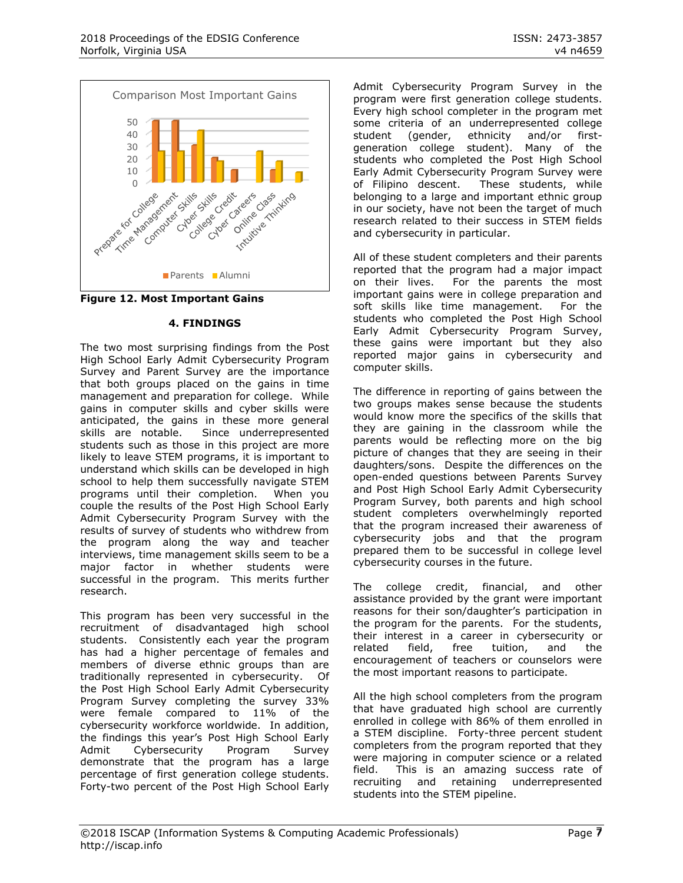Figure 12. Most Important Gains

## 4. FINDINGS

The two most surprising findings from the Post High School Early Admit Cybersecurity Program Survey and Parent Survey are the importance that both groups placed on the gains in time management and preparation for college. While gains in computer skills and cyber skills were anticipated, the gains in these more general skills are notable. Since underrepresented students such as those in this project are more likely to leave STEM programs, it is important to understand which skills can be developed in high school to help them successfully navigate STEM programs until their completion. When you couple the results of the Post High School Early Admit Cybersecurity Program Survey with the results of survey of students who withdrew from the program along the way and teacher interviews, time management skills seem to be a major factor in whether students were successful in the program. This merits further research.

This program has been very successful in the recruitment of disadvantaged high school students. Consistently each year the program has had a higher percentage of females and members of diverse ethnic groups than are traditionally represented in cybersecurity. Of the Post High School Early Admit Cybersecurity Program Survey completing the survey 33% were female compared to 11% of the cybersecurity workforce worldwide. In addition, the findings this year's Post High School Early Admit Cybersecurity Program Survey demonstrate that the program has a large percentage of first generation college students. Forty-two percent of the Post High School Early Admit Cybersecurity Program Survey in the program were first generation college students. Every high school completer in the program met some criteria of an underrepresented college student (gender, ethnicity and/or first-generation college student). Many of the students who completed the Post High School Early Admit Cybersecurity Program Survey were of Filipino descent. These students, while belonging to a large and important ethnic group in our society, have not been the target of much research related to their success in STEM fields and cybersecurity in particular.

All of these student completers and their parents reported that the program had a major impact on their lives. For the parents the most important gains were in college preparation and soft skills like time management. For the students who completed the Post High School Early Admit Cybersecurity Program Survey, these gains were important but they also reported major gains in cybersecurity and computer skills.

The difference in reporting of gains between the two groups makes sense because the students would know more the specifics of the skills that they are gaining in the classroom while the parents would be reflecting more on the big picture of changes that they are seeing in their daughters/sons. Despite the differences on the open-ended questions between Parents Survey and Post High School Early Admit Cybersecurity Program Survey, both parents and high school student completers overwhelmingly reported that the program increased their awareness of cybersecurity jobs and that the program prepared them to be successful in college level cybersecurity courses in the future.

The college credit, financial, and other assistance provided by the grant were important reasons for their son/daughter's participation in the program for the parents. For the students, their interest in a career in cybersecurity or related field, free tuition, and the encouragement of teachers or counselors were the most important reasons to participate.

All the high school completers from the program that have graduated high school are currently enrolled in college with 86% of them enrolled in a STEM discipline. Forty-three percent student completers from the program reported that they were majoring in computer science or a related field. This is an amazing success rate of recruiting and retaining underrepresented students into the STEM pipeline.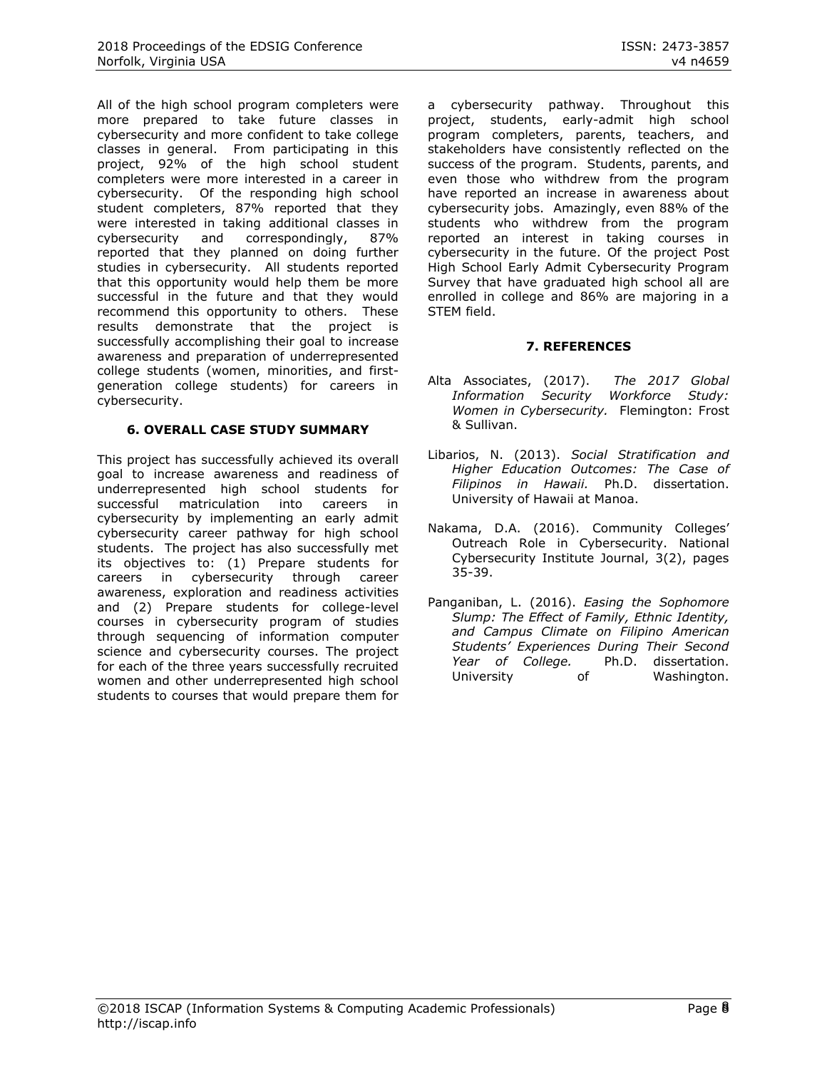All of the high school program completers were more prepared to take future classes in cybersecurity and more confident to take college classes in general. From participating in this project, 92% of the high school student completers were more interested in a career in cybersecurity. Of the responding high school student completers, 87% reported that they were interested in taking additional classes in cybersecurity and correspondingly, 87% reported that they planned on doing further studies in cybersecurity. All students reported that this opportunity would help them be more successful in the future and that they would recommend this opportunity to others. These results demonstrate that the project is successfully accomplishing their goal to increase awareness and preparation of underrepresented college students (women, minorities, and first-generation college students) for careers in cybersecurity.

## 6. OVERALL CASE STUDY SUMMARY

This project has successfully achieved its overall goal to increase awareness and readiness of underrepresented high school students for successful matriculation into careers in cybersecurity by implementing an early admit cybersecurity career pathway for high school students. The project has also successfully met its objectives to: (1) Prepare students for careers in cybersecurity through career awareness, exploration and readiness activities and (2) Prepare students for college-level courses in cybersecurity program of studies through sequencing of information computer science and cybersecurity courses. The project for each of the three years successfully recruited women and other underrepresented high school students to courses that would prepare them for a cybersecurity pathway. Throughout this project, students, early-admit high school program completers, parents, teachers, and stakeholders have consistently reflected on the success of the program. Students, parents, and even those who withdrew from the program have reported an increase in awareness about cybersecurity jobs. Amazingly, even 88% of the students who withdrew from the program reported an interest in taking courses in cybersecurity in the future. Of the project Post High School Early Admit Cybersecurity Program Survey that have graduated high school all are enrolled in college and 86% are majoring in a STEM field.

## 7. REFERENCES

Alta Associates, (2017). *The 2017 Global Information Security Workforce Study: Women in Cybersecurity.* Flemington: Frost & Sullivan.

Libarios, N. (2013). *Social Stratification and Higher Education Outcomes: The Case of Filipinos in Hawaii.* Ph.D. dissertation. University of Hawaii at Manoa.

Nakama, D.A. (2016). Community Colleges' Outreach Role in Cybersecurity. National Cybersecurity Institute Journal, 3(2), pages 35-39.

Panganiban, L. (2016). *Easing the Sophomore Slump: The Effect of Family, Ethnic Identity, and Campus Climate on Filipino American Students' Experiences During Their Second Year of College.* Ph.D. dissertation. University of Washington.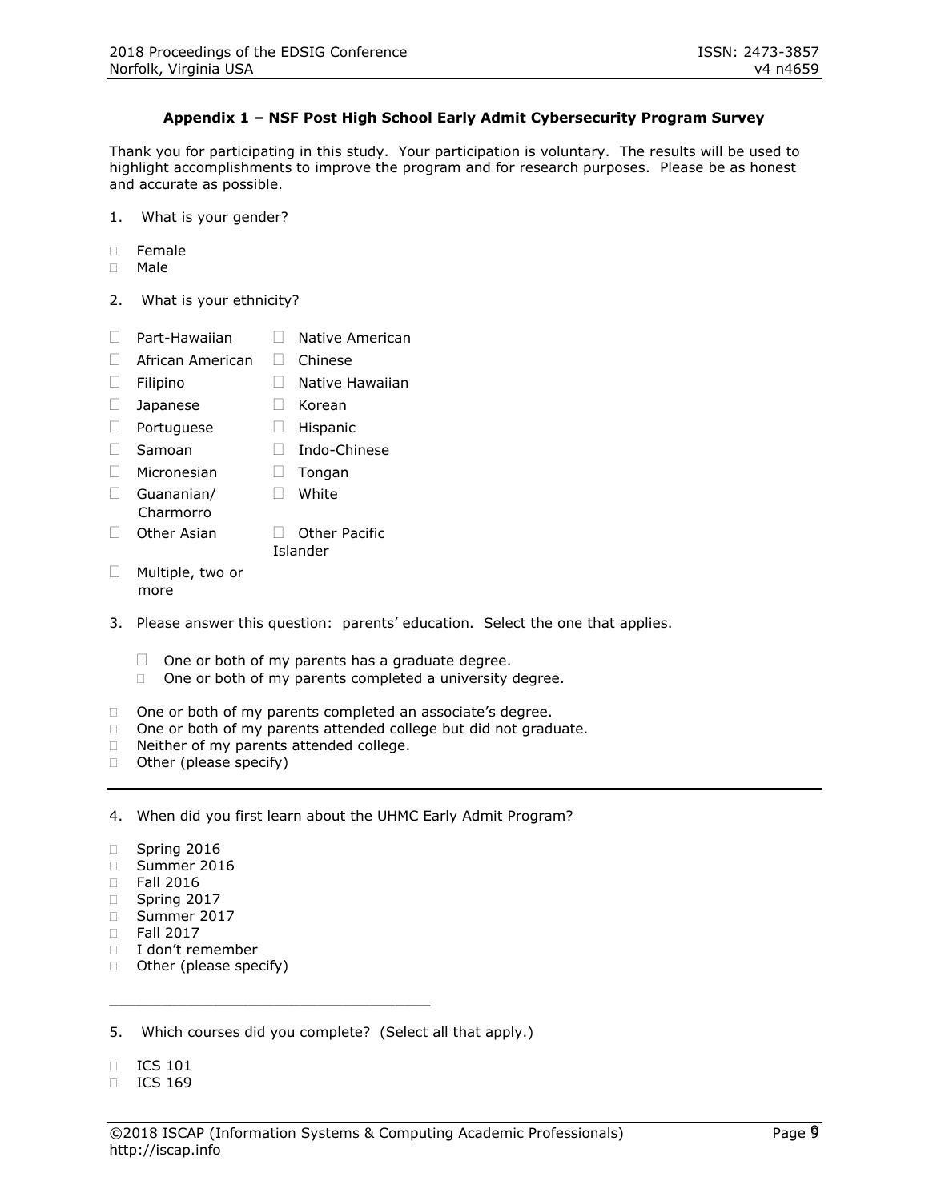**Appendix 1 – NSF Post High School Early Admit Cybersecurity Program Survey**

Thank you for participating in this study. Your participation is voluntary. The results will be used to highlight accomplishments to improve the program and for research purposes. Please be as honest and accurate as possible.

1. What is your gender?

- Female
- Male

2. What is your ethnicity?

- Part-Hawaiian
- Native American
- African American
- Chinese
- Filipino
- Native Hawaiian
- Japanese
- Korean
- Portuguese
- Hispanic
- Samoan
- Indo-Chinese
- Micronesian
- Tongan
- Guananian/ Charmorro
- White
- Other Asian
- Other Pacific Islander
- Multiple, two or more

3. Please answer this question: parents' education. Select the one that applies.

- One or both of my parents has a graduate degree.
- One or both of my parents completed a university degree.
- One or both of my parents completed an associate's degree.
- One or both of my parents attended college but did not graduate.
- Neither of my parents attended college.
- Other (please specify)

---

4. When did you first learn about the UHMC Early Admit Program?

- Spring 2016
- Summer 2016
- Fall 2016
- Spring 2017
- Summer 2017
- Fall 2017
- I don't remember
- Other (please specify)

\_\_\_\_\_\_\_\_\_\_\_\_\_\_\_\_\_\_\_\_\_\_\_\_\_\_\_\_\_\_\_\_\_\_\_\_\_\_

5. Which courses did you complete? (Select all that apply.)

- ICS 101
- ICS 169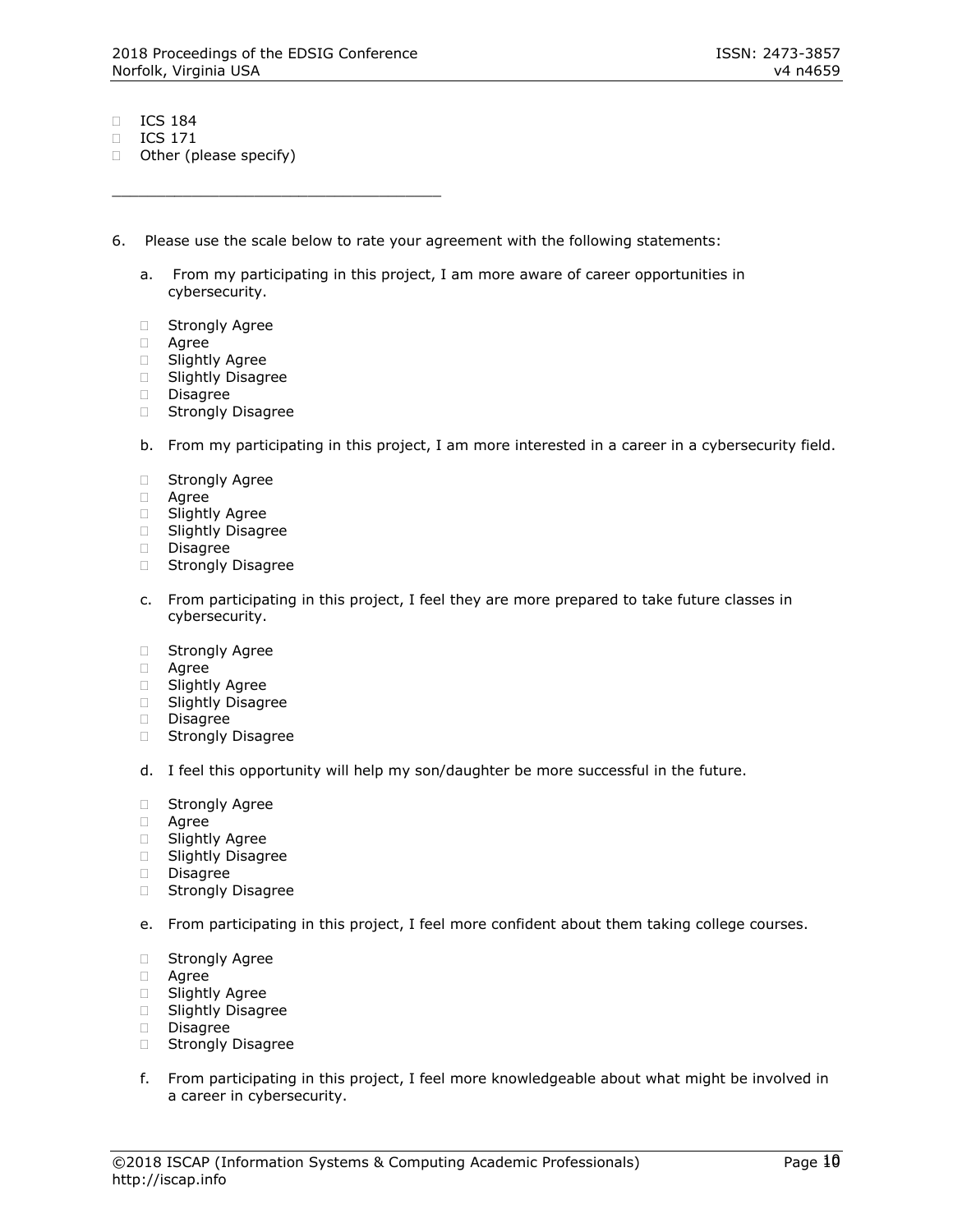- ICS 184
- ICS 171
- Other (please specify)

_____________________________________

6. Please use the scale below to rate your agreement with the following statements:

   a. From my participating in this project, I am more aware of career opportunities in cybersecurity.

   - Strongly Agree
   - Agree
   - Slightly Agree
   - Slightly Disagree
   - Disagree
   - Strongly Disagree

   b. From my participating in this project, I am more interested in a career in a cybersecurity field.

   - Strongly Agree
   - Agree
   - Slightly Agree
   - Slightly Disagree
   - Disagree
   - Strongly Disagree

   c. From participating in this project, I feel they are more prepared to take future classes in cybersecurity.

   - Strongly Agree
   - Agree
   - Slightly Agree
   - Slightly Disagree
   - Disagree
   - Strongly Disagree

   d. I feel this opportunity will help my son/daughter be more successful in the future.

   - Strongly Agree
   - Agree
   - Slightly Agree
   - Slightly Disagree
   - Disagree
   - Strongly Disagree

   e. From participating in this project, I feel more confident about them taking college courses.

   - Strongly Agree
   - Agree
   - Slightly Agree
   - Slightly Disagree
   - Disagree
   - Strongly Disagree

   f. From participating in this project, I feel more knowledgeable about what might be involved in a career in cybersecurity.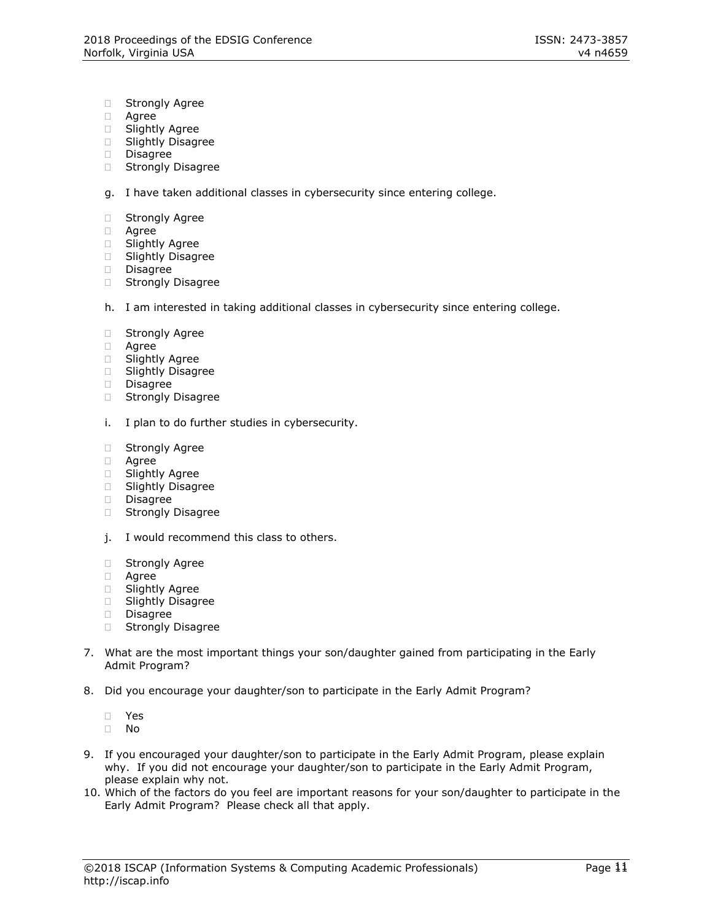- Strongly Agree
- Agree
- Slightly Agree
- Slightly Disagree
- Disagree
- Strongly Disagree

g. I have taken additional classes in cybersecurity since entering college.

- Strongly Agree
- Agree
- Slightly Agree
- Slightly Disagree
- Disagree
- Strongly Disagree

h. I am interested in taking additional classes in cybersecurity since entering college.

- Strongly Agree
- Agree
- Slightly Agree
- Slightly Disagree
- Disagree
- Strongly Disagree

i. I plan to do further studies in cybersecurity.

- Strongly Agree
- Agree
- Slightly Agree
- Slightly Disagree
- Disagree
- Strongly Disagree

j. I would recommend this class to others.

- Strongly Agree
- Agree
- Slightly Agree
- Slightly Disagree
- Disagree
- Strongly Disagree

7. What are the most important things your son/daughter gained from participating in the Early Admit Program?

8. Did you encourage your daughter/son to participate in the Early Admit Program?

   - Yes
   - No

9. If you encouraged your daughter/son to participate in the Early Admit Program, please explain why. If you did not encourage your daughter/son to participate in the Early Admit Program, please explain why not.
10. Which of the factors do you feel are important reasons for your son/daughter to participate in the Early Admit Program? Please check all that apply.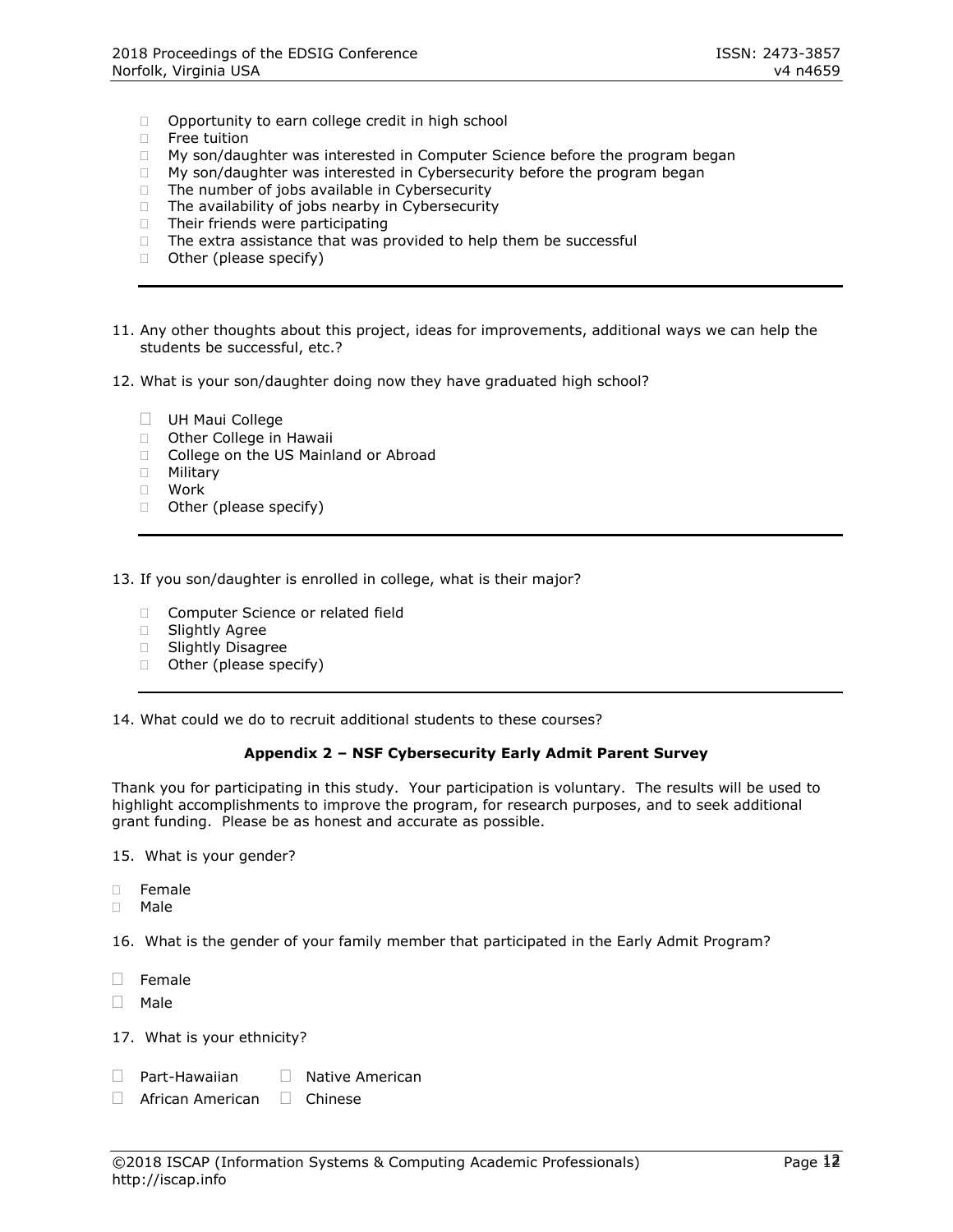- Opportunity to earn college credit in high school
- Free tuition
- My son/daughter was interested in Computer Science before the program began
- My son/daughter was interested in Cybersecurity before the program began
- The number of jobs available in Cybersecurity
- The availability of jobs nearby in Cybersecurity
- Their friends were participating
- The extra assistance that was provided to help them be successful
- Other (please specify)

---

11. Any other thoughts about this project, ideas for improvements, additional ways we can help the students be successful, etc.?

12. What is your son/daughter doing now they have graduated high school?

- UH Maui College
- Other College in Hawaii
- College on the US Mainland or Abroad
- Military
- Work
- Other (please specify)

---

13. If you son/daughter is enrolled in college, what is their major?

- Computer Science or related field
- Slightly Agree
- Slightly Disagree
- Other (please specify)

---

14. What could we do to recruit additional students to these courses?

**Appendix 2 – NSF Cybersecurity Early Admit Parent Survey**

Thank you for participating in this study. Your participation is voluntary. The results will be used to highlight accomplishments to improve the program, for research purposes, and to seek additional grant funding. Please be as honest and accurate as possible.

15. What is your gender?

- Female
- Male

16. What is the gender of your family member that participated in the Early Admit Program?

- Female
- Male

17. What is your ethnicity?

- Part-Hawaiian
- Native American
- African American
- Chinese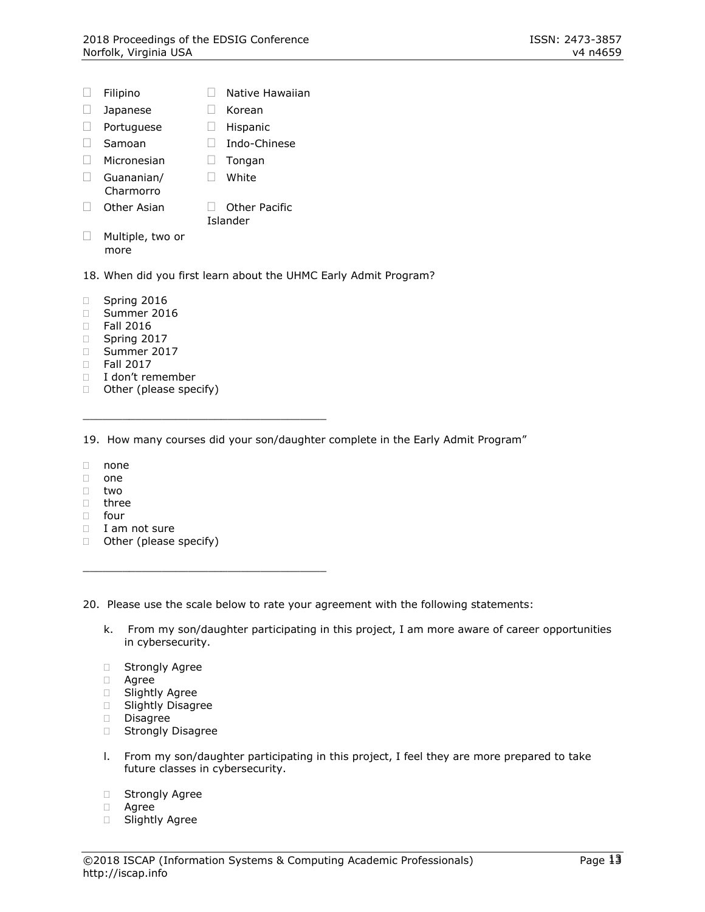- ☐ Filipino
- ☐ Native Hawaiian
- ☐ Japanese
- ☐ Korean
- ☐ Portuguese
- ☐ Hispanic
- ☐ Samoan
- ☐ Indo-Chinese
- ☐ Micronesian
- ☐ Tongan
- ☐ Guananian/ Charmorro
- ☐ White
- ☐ Other Asian
- ☐ Other Pacific Islander
- ☐ Multiple, two or more

18. When did you first learn about the UHMC Early Admit Program?

- ☐ Spring 2016
- ☐ Summer 2016
- ☐ Fall 2016
- ☐ Spring 2017
- ☐ Summer 2017
- ☐ Fall 2017
- ☐ I don't remember
- ☐ Other (please specify)

_____________________________________

19. How many courses did your son/daughter complete in the Early Admit Program"

- ☐ none
- ☐ one
- ☐ two
- ☐ three
- ☐ four
- ☐ I am not sure
- ☐ Other (please specify)

_____________________________________

20. Please use the scale below to rate your agreement with the following statements:

k. From my son/daughter participating in this project, I am more aware of career opportunities in cybersecurity.

- ☐ Strongly Agree
- ☐ Agree
- ☐ Slightly Agree
- ☐ Slightly Disagree
- ☐ Disagree
- ☐ Strongly Disagree

l. From my son/daughter participating in this project, I feel they are more prepared to take future classes in cybersecurity.

- ☐ Strongly Agree
- ☐ Agree
- ☐ Slightly Agree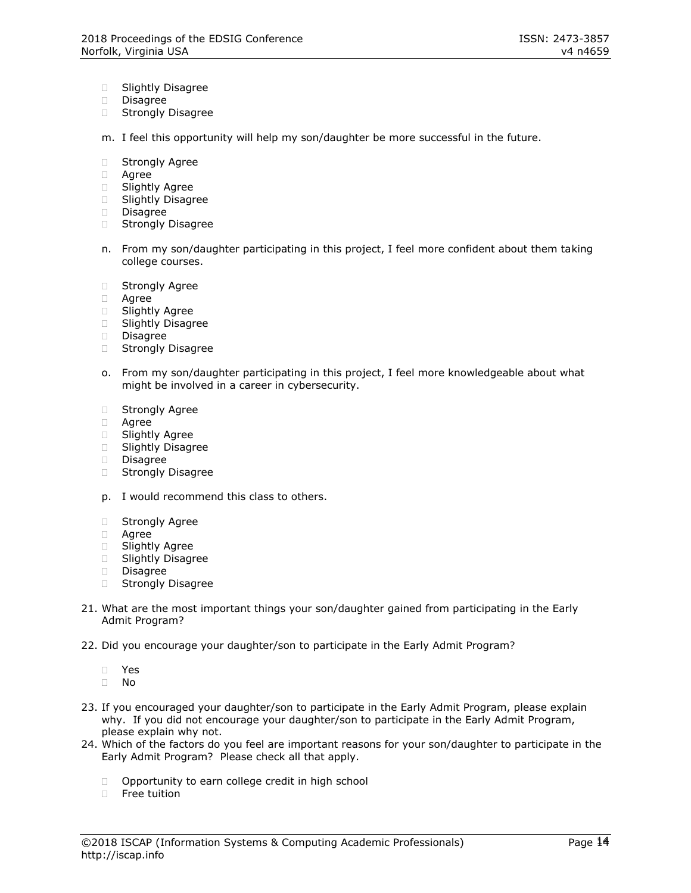- Slightly Disagree
- Disagree
- Strongly Disagree

m. I feel this opportunity will help my son/daughter be more successful in the future.

- Strongly Agree
- Agree
- Slightly Agree
- Slightly Disagree
- Disagree
- Strongly Disagree

n. From my son/daughter participating in this project, I feel more confident about them taking college courses.

- Strongly Agree
- Agree
- Slightly Agree
- Slightly Disagree
- Disagree
- Strongly Disagree

o. From my son/daughter participating in this project, I feel more knowledgeable about what might be involved in a career in cybersecurity.

- Strongly Agree
- Agree
- Slightly Agree
- Slightly Disagree
- Disagree
- Strongly Disagree

p. I would recommend this class to others.

- Strongly Agree
- Agree
- Slightly Agree
- Slightly Disagree
- Disagree
- Strongly Disagree

21. What are the most important things your son/daughter gained from participating in the Early Admit Program?

22. Did you encourage your daughter/son to participate in the Early Admit Program?

    - Yes
    - No

23. If you encouraged your daughter/son to participate in the Early Admit Program, please explain why. If you did not encourage your daughter/son to participate in the Early Admit Program, please explain why not.
24. Which of the factors do you feel are important reasons for your son/daughter to participate in the Early Admit Program? Please check all that apply.

    - Opportunity to earn college credit in high school
    - Free tuition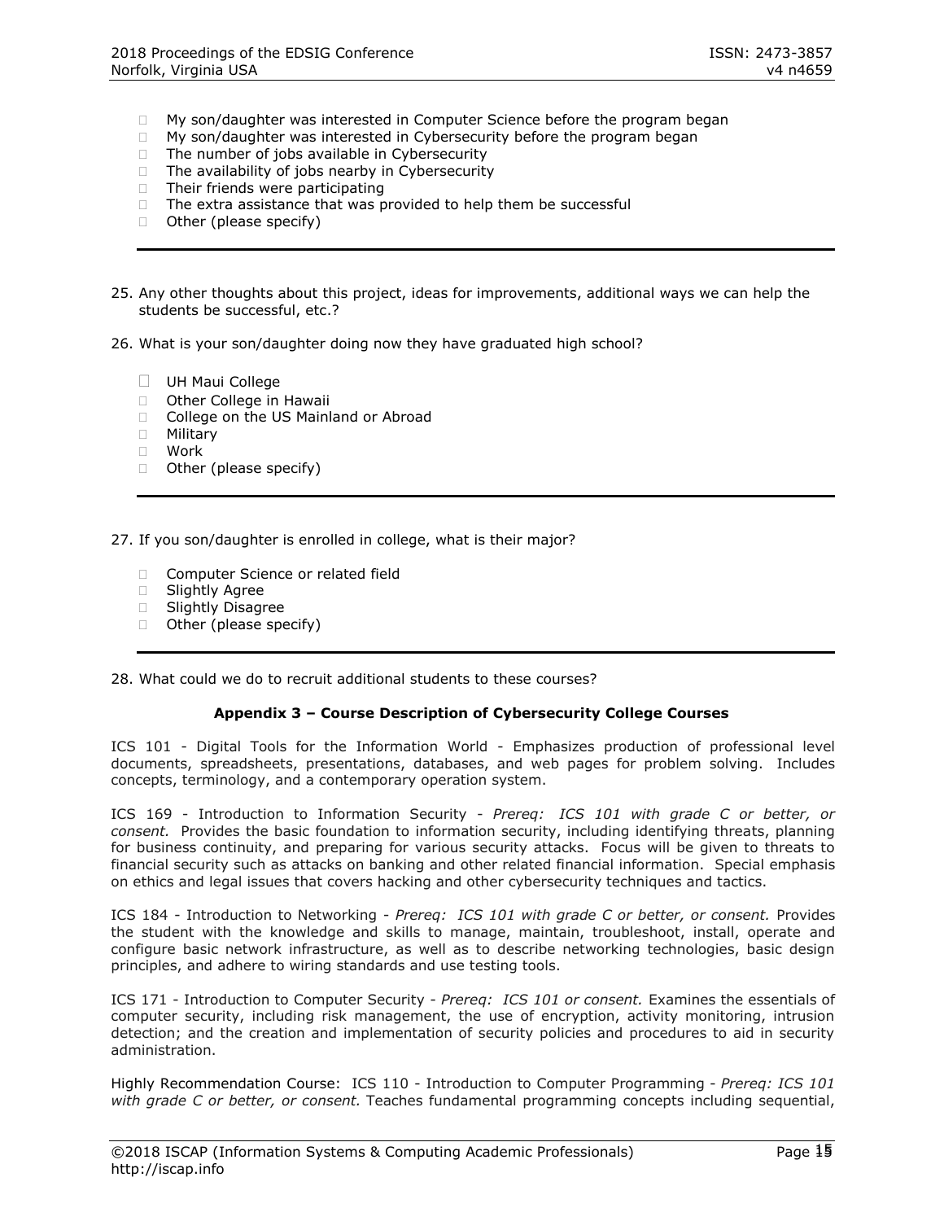- My son/daughter was interested in Computer Science before the program began
- My son/daughter was interested in Cybersecurity before the program began
- The number of jobs available in Cybersecurity
- The availability of jobs nearby in Cybersecurity
- Their friends were participating
- The extra assistance that was provided to help them be successful
- Other (please specify)

---

25. Any other thoughts about this project, ideas for improvements, additional ways we can help the students be successful, etc.?

26. What is your son/daughter doing now they have graduated high school?

- UH Maui College
- Other College in Hawaii
- College on the US Mainland or Abroad
- Military
- Work
- Other (please specify)

---

27. If you son/daughter is enrolled in college, what is their major?

- Computer Science or related field
- Slightly Agree
- Slightly Disagree
- Other (please specify)

---

28. What could we do to recruit additional students to these courses?

### Appendix 3 – Course Description of Cybersecurity College Courses

ICS 101 - Digital Tools for the Information World - Emphasizes production of professional level documents, spreadsheets, presentations, databases, and web pages for problem solving. Includes concepts, terminology, and a contemporary operation system.

ICS 169 - Introduction to Information Security - *Prereq: ICS 101 with grade C or better, or consent.* Provides the basic foundation to information security, including identifying threats, planning for business continuity, and preparing for various security attacks. Focus will be given to threats to financial security such as attacks on banking and other related financial information. Special emphasis on ethics and legal issues that covers hacking and other cybersecurity techniques and tactics.

ICS 184 - Introduction to Networking - *Prereq: ICS 101 with grade C or better, or consent.* Provides the student with the knowledge and skills to manage, maintain, troubleshoot, install, operate and configure basic network infrastructure, as well as to describe networking technologies, basic design principles, and adhere to wiring standards and use testing tools.

ICS 171 - Introduction to Computer Security - *Prereq: ICS 101 or consent.* Examines the essentials of computer security, including risk management, the use of encryption, activity monitoring, intrusion detection; and the creation and implementation of security policies and procedures to aid in security administration.

Highly Recommendation Course: ICS 110 - Introduction to Computer Programming - *Prereq: ICS 101 with grade C or better, or consent.* Teaches fundamental programming concepts including sequential,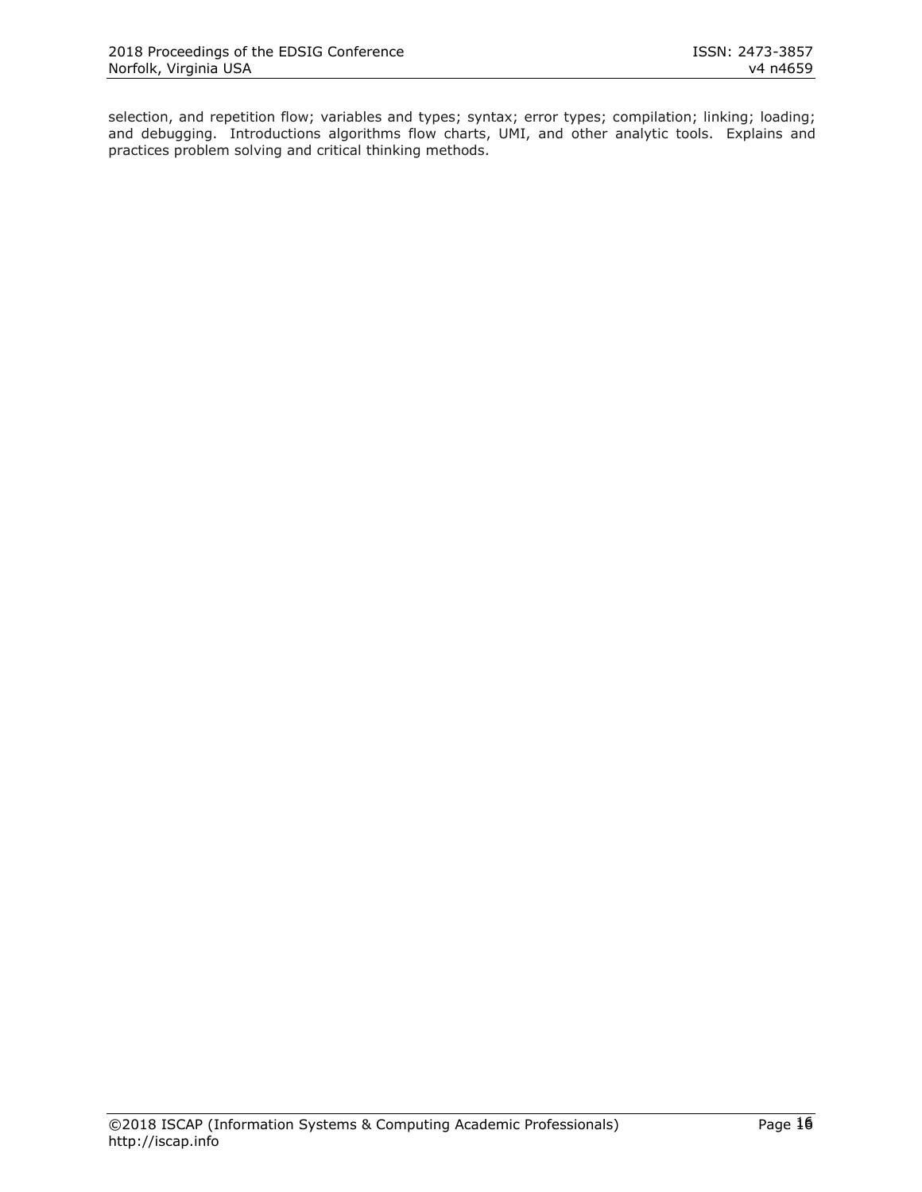selection, and repetition flow; variables and types; syntax; error types; compilation; linking; loading; and debugging. Introductions algorithms flow charts, UMI, and other analytic tools. Explains and practices problem solving and critical thinking methods.